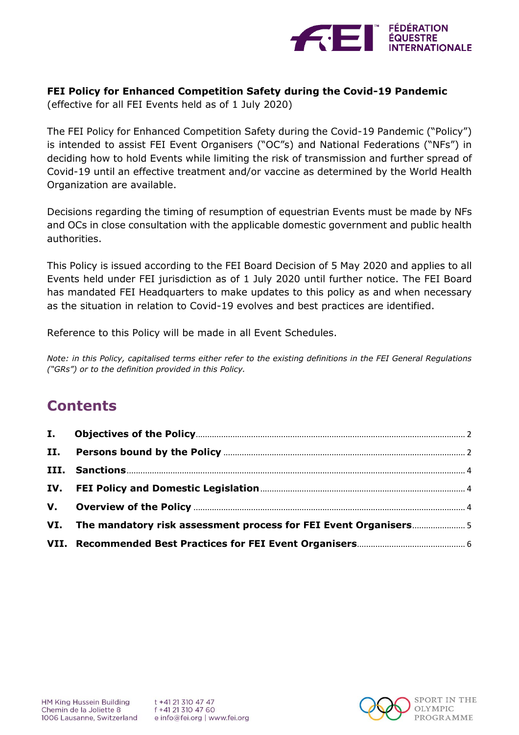**FEI Policy for Enhanced Competition Safety during the Covid-19 Pandemic**
(effective for all FEI Events held as of 1 July 2020)

The FEI Policy for Enhanced Competition Safety during the Covid-19 Pandemic ("Policy") is intended to assist FEI Event Organisers ("OC"s) and National Federations ("NFs") in deciding how to hold Events while limiting the risk of transmission and further spread of Covid-19 until an effective treatment and/or vaccine as determined by the World Health Organization are available.

Decisions regarding the timing of resumption of equestrian Events must be made by NFs and OCs in close consultation with the applicable domestic government and public health authorities.

This Policy is issued according to the FEI Board Decision of 5 May 2020 and applies to all Events held under FEI jurisdiction as of 1 July 2020 until further notice. The FEI Board has mandated FEI Headquarters to make updates to this policy as and when necessary as the situation in relation to Covid-19 evolves and best practices are identified.

Reference to this Policy will be made in all Event Schedules.

*Note: in this Policy, capitalised terms either refer to the existing definitions in the FEI General Regulations ("GRs") or to the definition provided in this Policy.*

## Contents

| | | |
|---|---|---|
| I. | Objectives of the Policy | 2 |
| II. | Persons bound by the Policy | 2 |
| III. | Sanctions | 4 |
| IV. | FEI Policy and Domestic Legislation | 4 |
| V. | Overview of the Policy | 4 |
| VI. | The mandatory risk assessment process for FEI Event Organisers | 5 |
| VII. | Recommended Best Practices for FEI Event Organisers | 6 |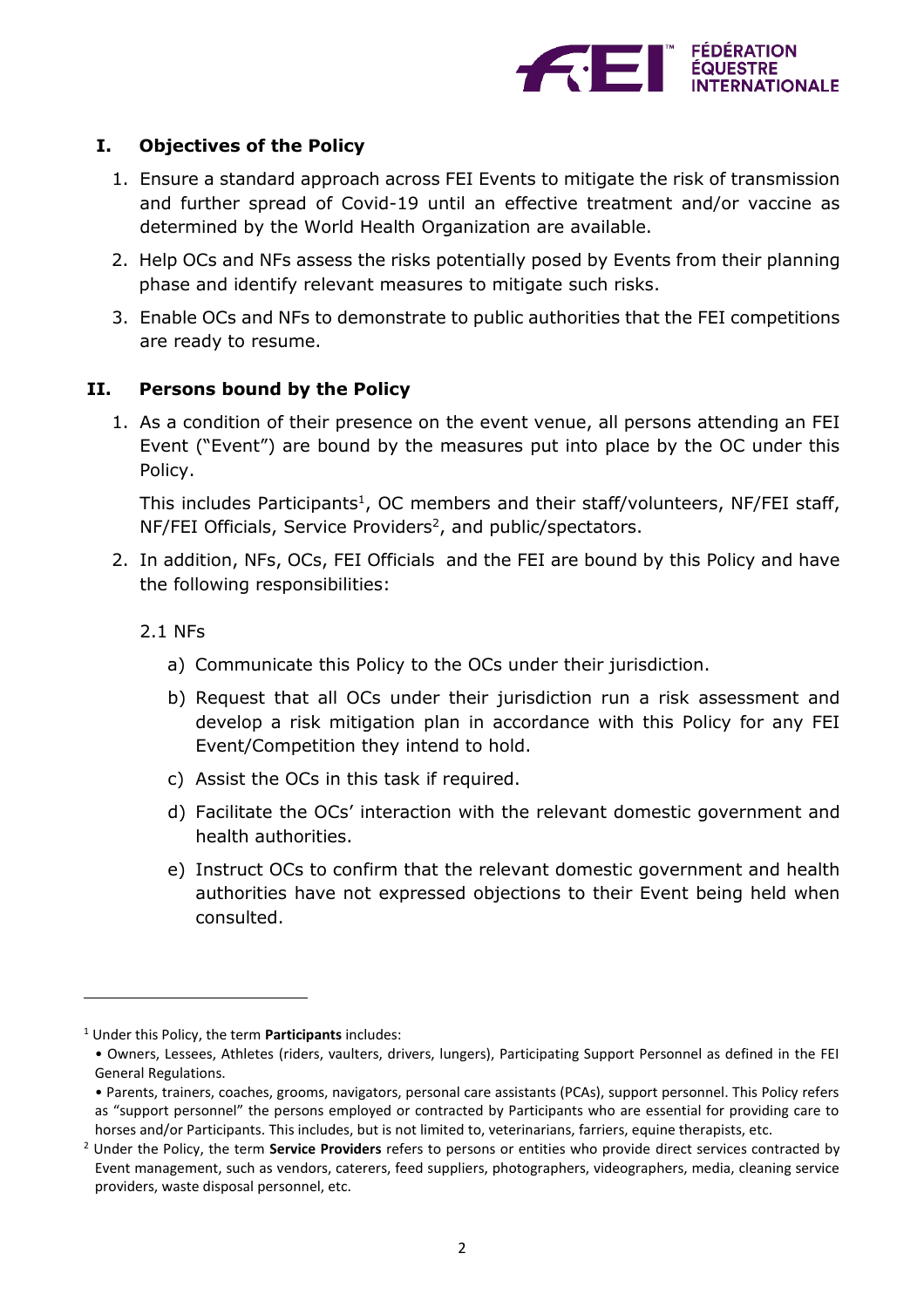## I. Objectives of the Policy

1. Ensure a standard approach across FEI Events to mitigate the risk of transmission and further spread of Covid-19 until an effective treatment and/or vaccine as determined by the World Health Organization are available.
2. Help OCs and NFs assess the risks potentially posed by Events from their planning phase and identify relevant measures to mitigate such risks.
3. Enable OCs and NFs to demonstrate to public authorities that the FEI competitions are ready to resume.

## II. Persons bound by the Policy

1. As a condition of their presence on the event venue, all persons attending an FEI Event ("Event") are bound by the measures put into place by the OC under this Policy.

   This includes Participants[1], OC members and their staff/volunteers, NF/FEI staff, NF/FEI Officials, Service Providers[2], and public/spectators.

2. In addition, NFs, OCs, FEI Officials and the FEI are bound by this Policy and have the following responsibilities:

   2.1 NFs

   a) Communicate this Policy to the OCs under their jurisdiction.

   b) Request that all OCs under their jurisdiction run a risk assessment and develop a risk mitigation plan in accordance with this Policy for any FEI Event/Competition they intend to hold.

   c) Assist the OCs in this task if required.

   d) Facilitate the OCs' interaction with the relevant domestic government and health authorities.

   e) Instruct OCs to confirm that the relevant domestic government and health authorities have not expressed objections to their Event being held when consulted.

---

[1] Under this Policy, the term **Participants** includes:

- Owners, Lessees, Athletes (riders, vaulters, drivers, lungers), Participating Support Personnel as defined in the FEI General Regulations.
- Parents, trainers, coaches, grooms, navigators, personal care assistants (PCAs), support personnel. This Policy refers as "support personnel" the persons employed or contracted by Participants who are essential for providing care to horses and/or Participants. This includes, but is not limited to, veterinarians, farriers, equine therapists, etc.

[2] Under the Policy, the term **Service Providers** refers to persons or entities who provide direct services contracted by Event management, such as vendors, caterers, feed suppliers, photographers, videographers, media, cleaning service providers, waste disposal personnel, etc.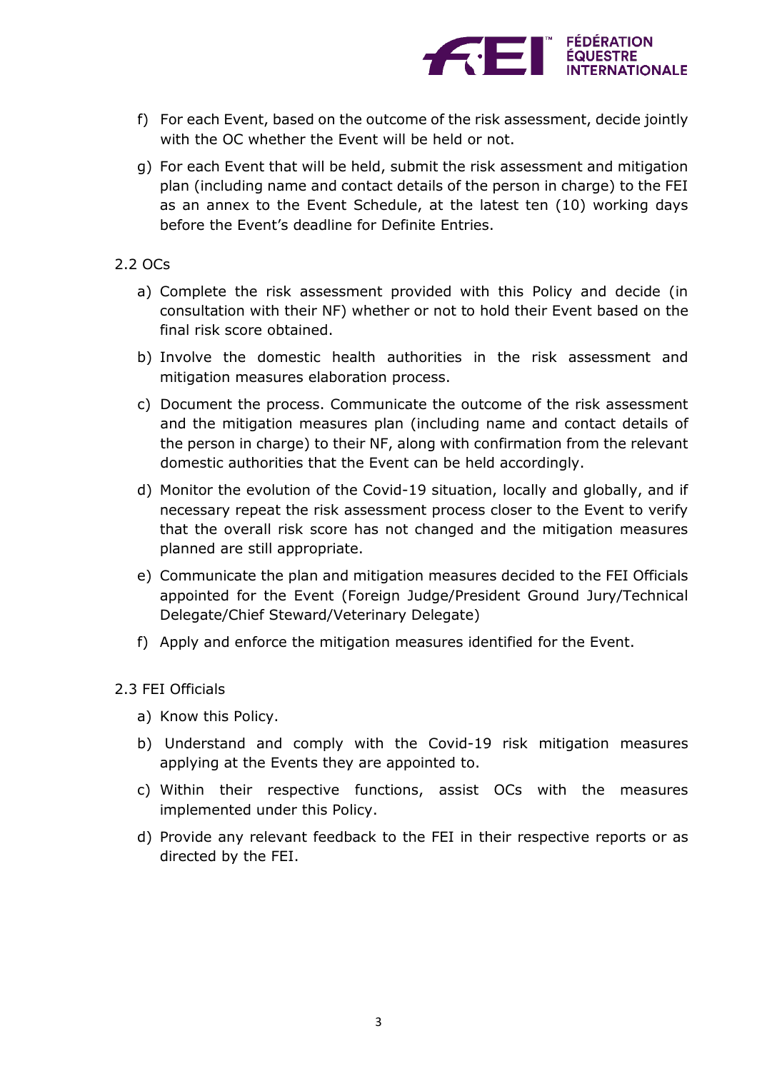f) For each Event, based on the outcome of the risk assessment, decide jointly with the OC whether the Event will be held or not.

g) For each Event that will be held, submit the risk assessment and mitigation plan (including name and contact details of the person in charge) to the FEI as an annex to the Event Schedule, at the latest ten (10) working days before the Event's deadline for Definite Entries.

2.2 OCs

a) Complete the risk assessment provided with this Policy and decide (in consultation with their NF) whether or not to hold their Event based on the final risk score obtained.

b) Involve the domestic health authorities in the risk assessment and mitigation measures elaboration process.

c) Document the process. Communicate the outcome of the risk assessment and the mitigation measures plan (including name and contact details of the person in charge) to their NF, along with confirmation from the relevant domestic authorities that the Event can be held accordingly.

d) Monitor the evolution of the Covid-19 situation, locally and globally, and if necessary repeat the risk assessment process closer to the Event to verify that the overall risk score has not changed and the mitigation measures planned are still appropriate.

e) Communicate the plan and mitigation measures decided to the FEI Officials appointed for the Event (Foreign Judge/President Ground Jury/Technical Delegate/Chief Steward/Veterinary Delegate)

f) Apply and enforce the mitigation measures identified for the Event.

2.3 FEI Officials

a) Know this Policy.

b) Understand and comply with the Covid-19 risk mitigation measures applying at the Events they are appointed to.

c) Within their respective functions, assist OCs with the measures implemented under this Policy.

d) Provide any relevant feedback to the FEI in their respective reports or as directed by the FEI.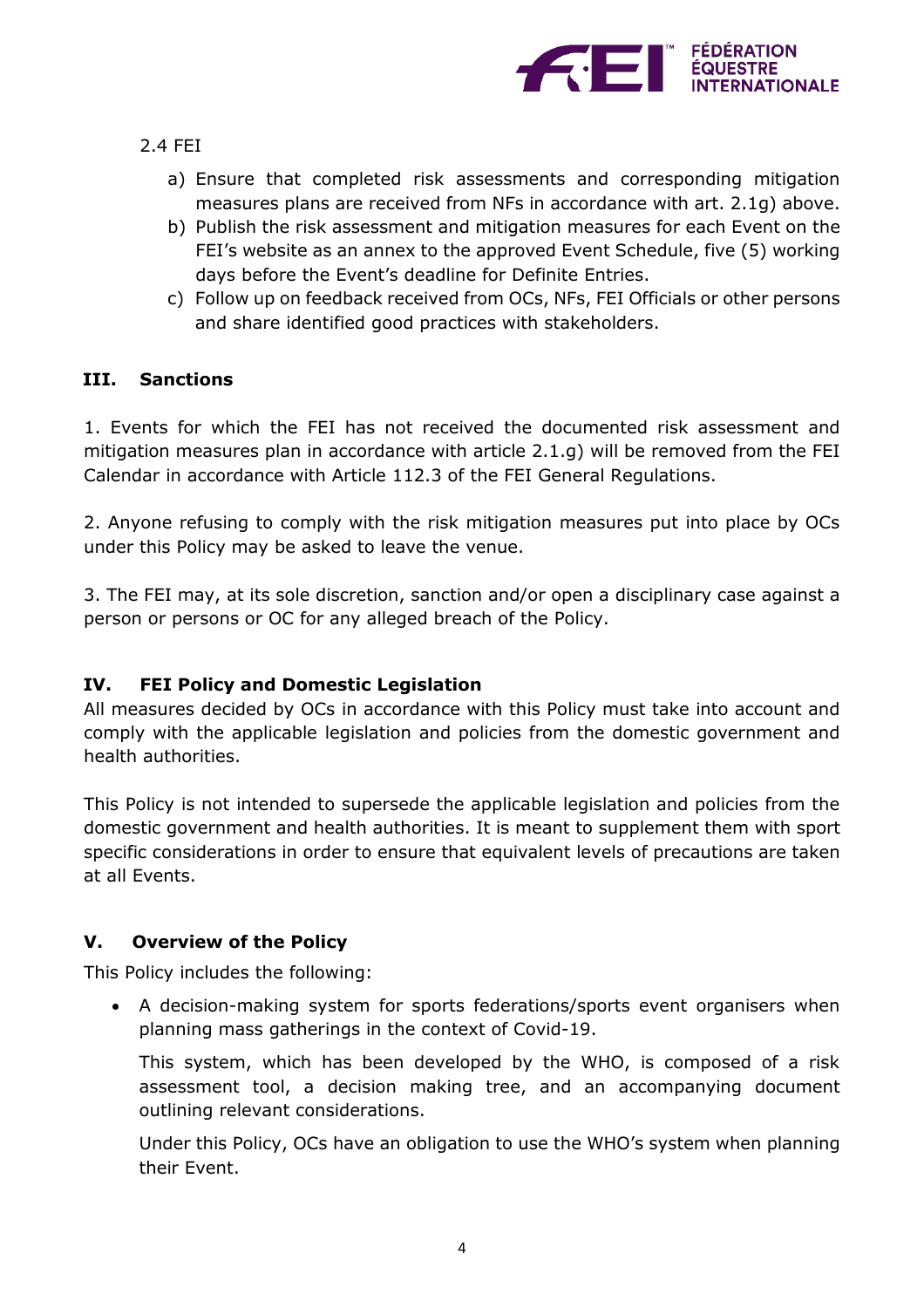2.4 FEI

a) Ensure that completed risk assessments and corresponding mitigation measures plans are received from NFs in accordance with art. 2.1g) above.
b) Publish the risk assessment and mitigation measures for each Event on the FEI's website as an annex to the approved Event Schedule, five (5) working days before the Event's deadline for Definite Entries.
c) Follow up on feedback received from OCs, NFs, FEI Officials or other persons and share identified good practices with stakeholders.

## III. Sanctions

1. Events for which the FEI has not received the documented risk assessment and mitigation measures plan in accordance with article 2.1.g) will be removed from the FEI Calendar in accordance with Article 112.3 of the FEI General Regulations.

2. Anyone refusing to comply with the risk mitigation measures put into place by OCs under this Policy may be asked to leave the venue.

3. The FEI may, at its sole discretion, sanction and/or open a disciplinary case against a person or persons or OC for any alleged breach of the Policy.

## IV. FEI Policy and Domestic Legislation

All measures decided by OCs in accordance with this Policy must take into account and comply with the applicable legislation and policies from the domestic government and health authorities.

This Policy is not intended to supersede the applicable legislation and policies from the domestic government and health authorities. It is meant to supplement them with sport specific considerations in order to ensure that equivalent levels of precautions are taken at all Events.

## V. Overview of the Policy

This Policy includes the following:

- A decision-making system for sports federations/sports event organisers when planning mass gatherings in the context of Covid-19.

  This system, which has been developed by the WHO, is composed of a risk assessment tool, a decision making tree, and an accompanying document outlining relevant considerations.

  Under this Policy, OCs have an obligation to use the WHO's system when planning their Event.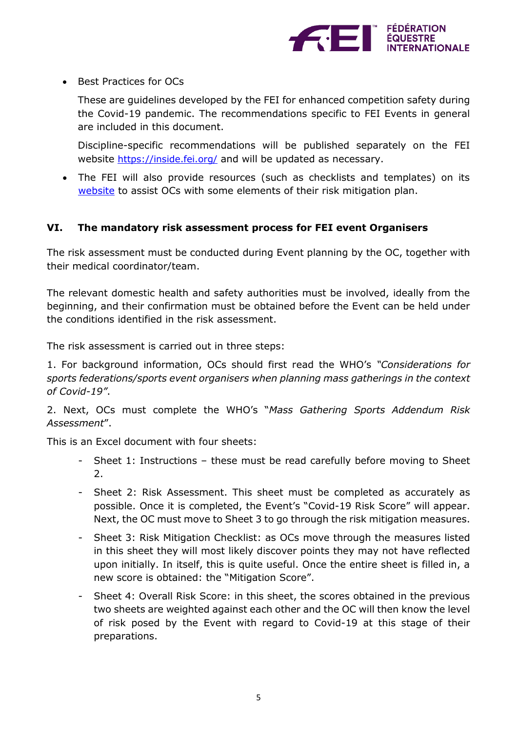- Best Practices for OCs

  These are guidelines developed by the FEI for enhanced competition safety during the Covid-19 pandemic. The recommendations specific to FEI Events in general are included in this document.

  Discipline-specific recommendations will be published separately on the FEI website [https://inside.fei.org/](https://inside.fei.org/) and will be updated as necessary.

- The FEI will also provide resources (such as checklists and templates) on its [website](https://inside.fei.org/) to assist OCs with some elements of their risk mitigation plan.

## VI. The mandatory risk assessment process for FEI event Organisers

The risk assessment must be conducted during Event planning by the OC, together with their medical coordinator/team.

The relevant domestic health and safety authorities must be involved, ideally from the beginning, and their confirmation must be obtained before the Event can be held under the conditions identified in the risk assessment.

The risk assessment is carried out in three steps:

1. For background information, OCs should first read the WHO's *"Considerations for sports federations/sports event organisers when planning mass gatherings in the context of Covid-19"*.

2. Next, OCs must complete the WHO's "*Mass Gathering Sports Addendum Risk Assessment*".

This is an Excel document with four sheets:

- Sheet 1: Instructions – these must be read carefully before moving to Sheet 2.
- Sheet 2: Risk Assessment. This sheet must be completed as accurately as possible. Once it is completed, the Event's "Covid-19 Risk Score" will appear. Next, the OC must move to Sheet 3 to go through the risk mitigation measures.
- Sheet 3: Risk Mitigation Checklist: as OCs move through the measures listed in this sheet they will most likely discover points they may not have reflected upon initially. In itself, this is quite useful. Once the entire sheet is filled in, a new score is obtained: the "Mitigation Score".
- Sheet 4: Overall Risk Score: in this sheet, the scores obtained in the previous two sheets are weighted against each other and the OC will then know the level of risk posed by the Event with regard to Covid-19 at this stage of their preparations.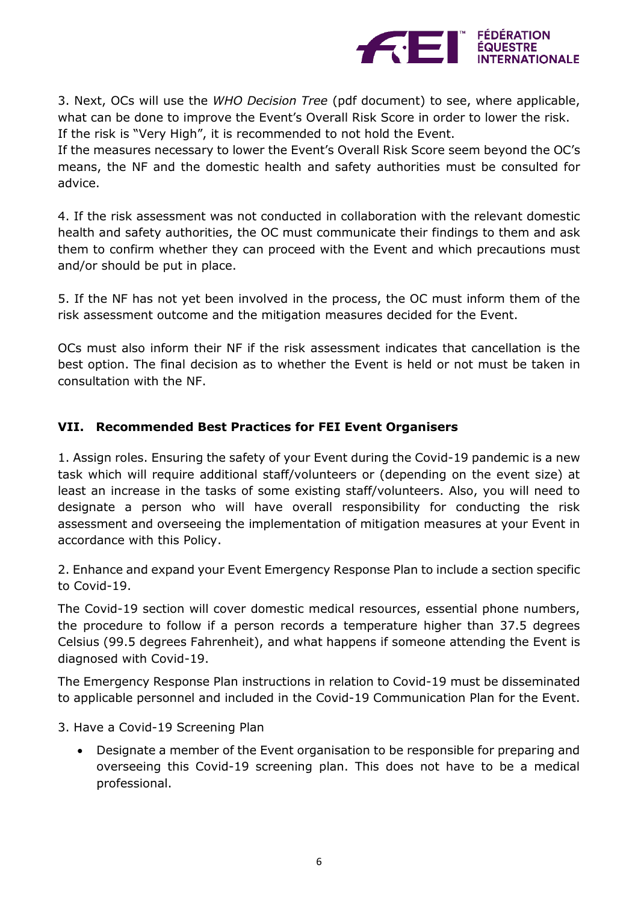3. Next, OCs will use the *WHO Decision Tree* (pdf document) to see, where applicable, what can be done to improve the Event's Overall Risk Score in order to lower the risk. If the risk is "Very High", it is recommended to not hold the Event.

If the measures necessary to lower the Event's Overall Risk Score seem beyond the OC's means, the NF and the domestic health and safety authorities must be consulted for advice.

4. If the risk assessment was not conducted in collaboration with the relevant domestic health and safety authorities, the OC must communicate their findings to them and ask them to confirm whether they can proceed with the Event and which precautions must and/or should be put in place.

5. If the NF has not yet been involved in the process, the OC must inform them of the risk assessment outcome and the mitigation measures decided for the Event.

OCs must also inform their NF if the risk assessment indicates that cancellation is the best option. The final decision as to whether the Event is held or not must be taken in consultation with the NF.

## VII. Recommended Best Practices for FEI Event Organisers

1. Assign roles. Ensuring the safety of your Event during the Covid-19 pandemic is a new task which will require additional staff/volunteers or (depending on the event size) at least an increase in the tasks of some existing staff/volunteers. Also, you will need to designate a person who will have overall responsibility for conducting the risk assessment and overseeing the implementation of mitigation measures at your Event in accordance with this Policy.

2. Enhance and expand your Event Emergency Response Plan to include a section specific to Covid-19.

The Covid-19 section will cover domestic medical resources, essential phone numbers, the procedure to follow if a person records a temperature higher than 37.5 degrees Celsius (99.5 degrees Fahrenheit), and what happens if someone attending the Event is diagnosed with Covid-19.

The Emergency Response Plan instructions in relation to Covid-19 must be disseminated to applicable personnel and included in the Covid-19 Communication Plan for the Event.

3. Have a Covid-19 Screening Plan

- Designate a member of the Event organisation to be responsible for preparing and overseeing this Covid-19 screening plan. This does not have to be a medical professional.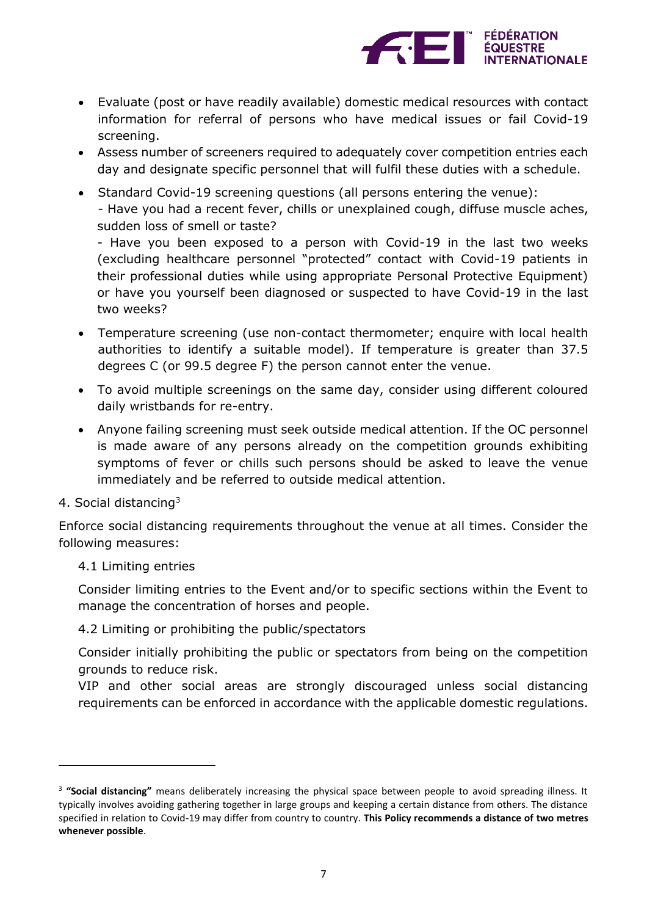- Evaluate (post or have readily available) domestic medical resources with contact information for referral of persons who have medical issues or fail Covid-19 screening.
- Assess number of screeners required to adequately cover competition entries each day and designate specific personnel that will fulfil these duties with a schedule.
- Standard Covid-19 screening questions (all persons entering the venue):
  - Have you had a recent fever, chills or unexplained cough, diffuse muscle aches, sudden loss of smell or taste?
  - Have you been exposed to a person with Covid-19 in the last two weeks (excluding healthcare personnel "protected" contact with Covid-19 patients in their professional duties while using appropriate Personal Protective Equipment) or have you yourself been diagnosed or suspected to have Covid-19 in the last two weeks?
- Temperature screening (use non-contact thermometer; enquire with local health authorities to identify a suitable model). If temperature is greater than 37.5 degrees C (or 99.5 degree F) the person cannot enter the venue.
- To avoid multiple screenings on the same day, consider using different coloured daily wristbands for re-entry.
- Anyone failing screening must seek outside medical attention. If the OC personnel is made aware of any persons already on the competition grounds exhibiting symptoms of fever or chills such persons should be asked to leave the venue immediately and be referred to outside medical attention.

## 4. Social distancing[3]

Enforce social distancing requirements throughout the venue at all times. Consider the following measures:

### 4.1 Limiting entries

Consider limiting entries to the Event and/or to specific sections within the Event to manage the concentration of horses and people.

### 4.2 Limiting or prohibiting the public/spectators

Consider initially prohibiting the public or spectators from being on the competition grounds to reduce risk.

VIP and other social areas are strongly discouraged unless social distancing requirements can be enforced in accordance with the applicable domestic regulations.

---

[3] **"Social distancing"** means deliberately increasing the physical space between people to avoid spreading illness. It typically involves avoiding gathering together in large groups and keeping a certain distance from others. The distance specified in relation to Covid-19 may differ from country to country. **This Policy recommends a distance of two metres whenever possible**.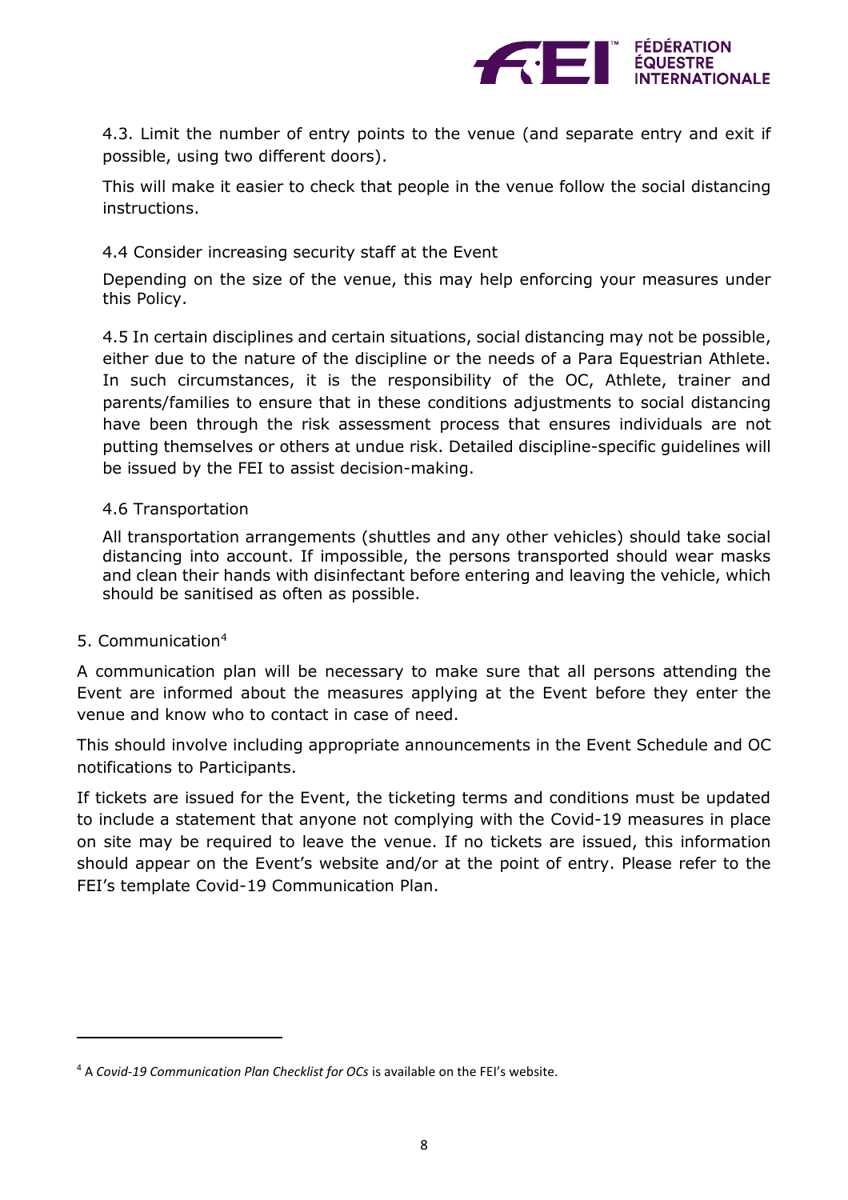4.3. Limit the number of entry points to the venue (and separate entry and exit if possible, using two different doors).

This will make it easier to check that people in the venue follow the social distancing instructions.

4.4 Consider increasing security staff at the Event

Depending on the size of the venue, this may help enforcing your measures under this Policy.

4.5 In certain disciplines and certain situations, social distancing may not be possible, either due to the nature of the discipline or the needs of a Para Equestrian Athlete. In such circumstances, it is the responsibility of the OC, Athlete, trainer and parents/families to ensure that in these conditions adjustments to social distancing have been through the risk assessment process that ensures individuals are not putting themselves or others at undue risk. Detailed discipline-specific guidelines will be issued by the FEI to assist decision-making.

4.6 Transportation

All transportation arrangements (shuttles and any other vehicles) should take social distancing into account. If impossible, the persons transported should wear masks and clean their hands with disinfectant before entering and leaving the vehicle, which should be sanitised as often as possible.

## 5. Communication[4]

A communication plan will be necessary to make sure that all persons attending the Event are informed about the measures applying at the Event before they enter the venue and know who to contact in case of need.

This should involve including appropriate announcements in the Event Schedule and OC notifications to Participants.

If tickets are issued for the Event, the ticketing terms and conditions must be updated to include a statement that anyone not complying with the Covid-19 measures in place on site may be required to leave the venue. If no tickets are issued, this information should appear on the Event's website and/or at the point of entry. Please refer to the FEI's template Covid-19 Communication Plan.

---

[4] A *Covid-19 Communication Plan Checklist for OCs* is available on the FEI's website.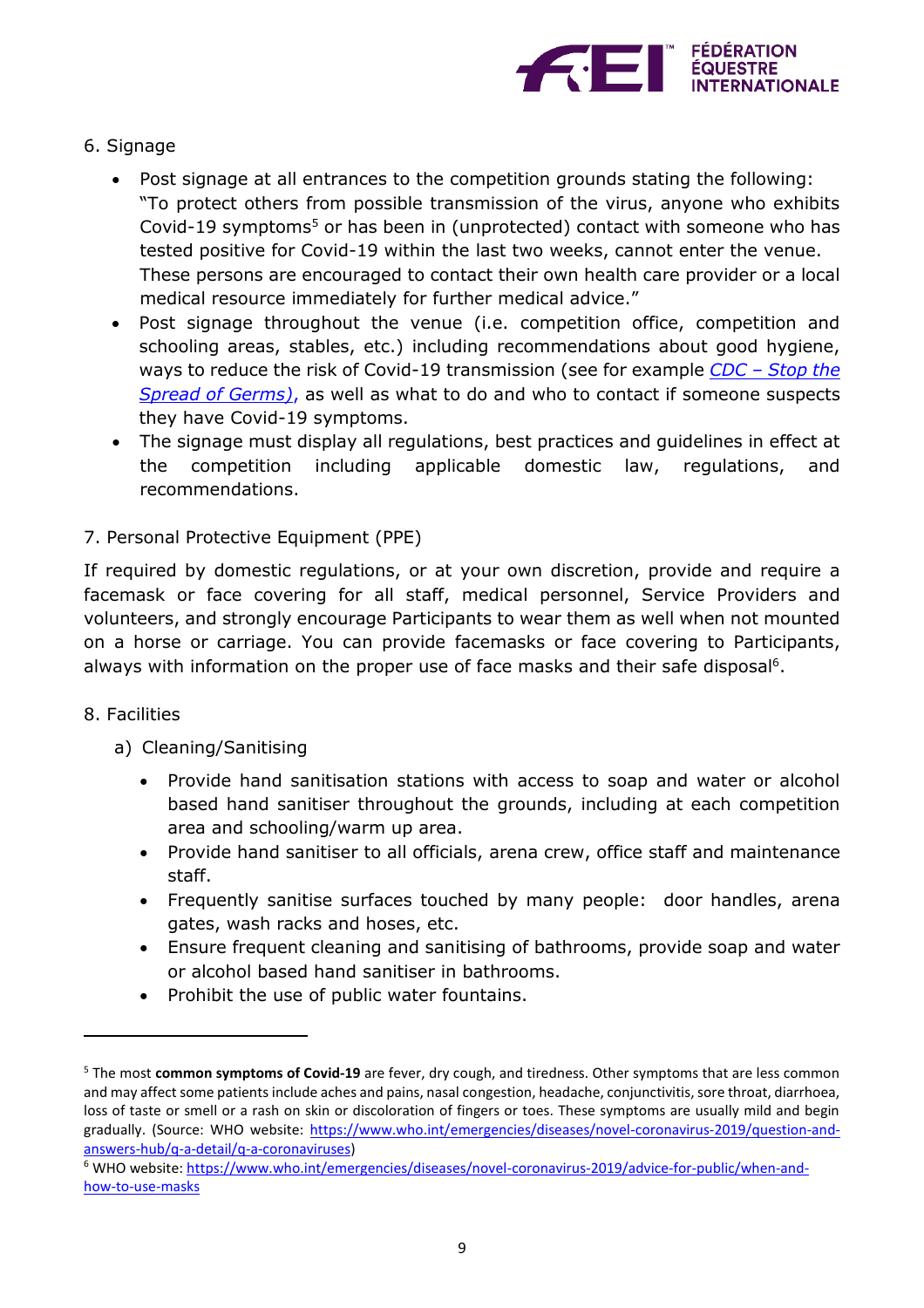## 6. Signage

- Post signage at all entrances to the competition grounds stating the following: "To protect others from possible transmission of the virus, anyone who exhibits Covid-19 symptoms[5] or has been in (unprotected) contact with someone who has tested positive for Covid-19 within the last two weeks, cannot enter the venue. These persons are encouraged to contact their own health care provider or a local medical resource immediately for further medical advice."
- Post signage throughout the venue (i.e. competition office, competition and schooling areas, stables, etc.) including recommendations about good hygiene, ways to reduce the risk of Covid-19 transmission (see for example *CDC – Stop the Spread of Germs)*, as well as what to do and who to contact if someone suspects they have Covid-19 symptoms.
- The signage must display all regulations, best practices and guidelines in effect at the competition including applicable domestic law, regulations, and recommendations.

## 7. Personal Protective Equipment (PPE)

If required by domestic regulations, or at your own discretion, provide and require a facemask or face covering for all staff, medical personnel, Service Providers and volunteers, and strongly encourage Participants to wear them as well when not mounted on a horse or carriage. You can provide facemasks or face covering to Participants, always with information on the proper use of face masks and their safe disposal[6].

## 8. Facilities

### a) Cleaning/Sanitising

- Provide hand sanitisation stations with access to soap and water or alcohol based hand sanitiser throughout the grounds, including at each competition area and schooling/warm up area.
- Provide hand sanitiser to all officials, arena crew, office staff and maintenance staff.
- Frequently sanitise surfaces touched by many people: door handles, arena gates, wash racks and hoses, etc.
- Ensure frequent cleaning and sanitising of bathrooms, provide soap and water or alcohol based hand sanitiser in bathrooms.
- Prohibit the use of public water fountains.

---

[5] The most **common symptoms of Covid-19** are fever, dry cough, and tiredness. Other symptoms that are less common and may affect some patients include aches and pains, nasal congestion, headache, conjunctivitis, sore throat, diarrhoea, loss of taste or smell or a rash on skin or discoloration of fingers or toes. These symptoms are usually mild and begin gradually. (Source: WHO website: https://www.who.int/emergencies/diseases/novel-coronavirus-2019/question-and-answers-hub/q-a-detail/q-a-coronaviruses)

[6] WHO website: https://www.who.int/emergencies/diseases/novel-coronavirus-2019/advice-for-public/when-and-how-to-use-masks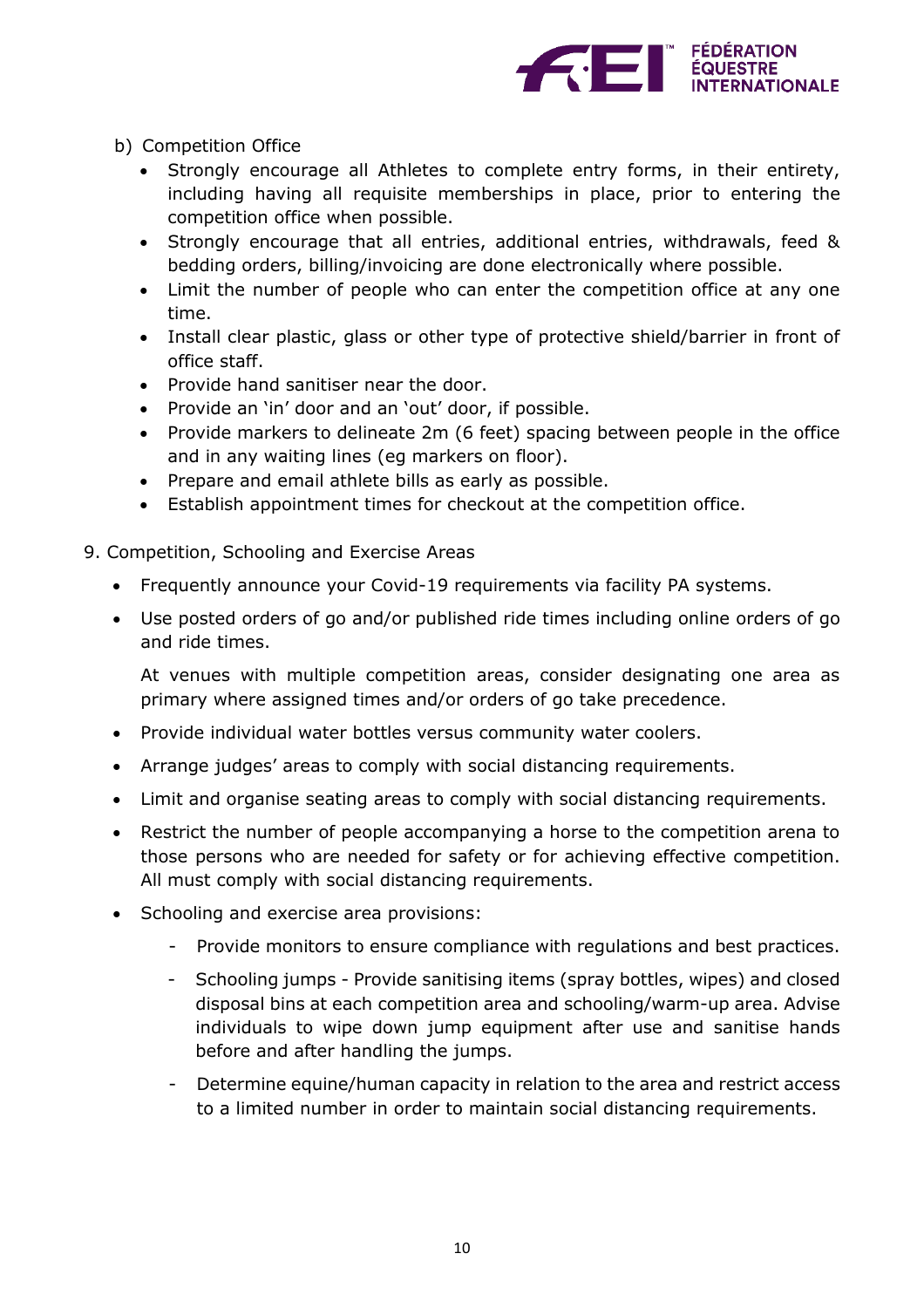b) Competition Office

- Strongly encourage all Athletes to complete entry forms, in their entirety, including having all requisite memberships in place, prior to entering the competition office when possible.
- Strongly encourage that all entries, additional entries, withdrawals, feed & bedding orders, billing/invoicing are done electronically where possible.
- Limit the number of people who can enter the competition office at any one time.
- Install clear plastic, glass or other type of protective shield/barrier in front of office staff.
- Provide hand sanitiser near the door.
- Provide an 'in' door and an 'out' door, if possible.
- Provide markers to delineate 2m (6 feet) spacing between people in the office and in any waiting lines (eg markers on floor).
- Prepare and email athlete bills as early as possible.
- Establish appointment times for checkout at the competition office.

9. Competition, Schooling and Exercise Areas

- Frequently announce your Covid-19 requirements via facility PA systems.
- Use posted orders of go and/or published ride times including online orders of go and ride times.

  At venues with multiple competition areas, consider designating one area as primary where assigned times and/or orders of go take precedence.
- Provide individual water bottles versus community water coolers.
- Arrange judges' areas to comply with social distancing requirements.
- Limit and organise seating areas to comply with social distancing requirements.
- Restrict the number of people accompanying a horse to the competition arena to those persons who are needed for safety or for achieving effective competition. All must comply with social distancing requirements.
- Schooling and exercise area provisions:
  - Provide monitors to ensure compliance with regulations and best practices.
  - Schooling jumps - Provide sanitising items (spray bottles, wipes) and closed disposal bins at each competition area and schooling/warm-up area. Advise individuals to wipe down jump equipment after use and sanitise hands before and after handling the jumps.
  - Determine equine/human capacity in relation to the area and restrict access to a limited number in order to maintain social distancing requirements.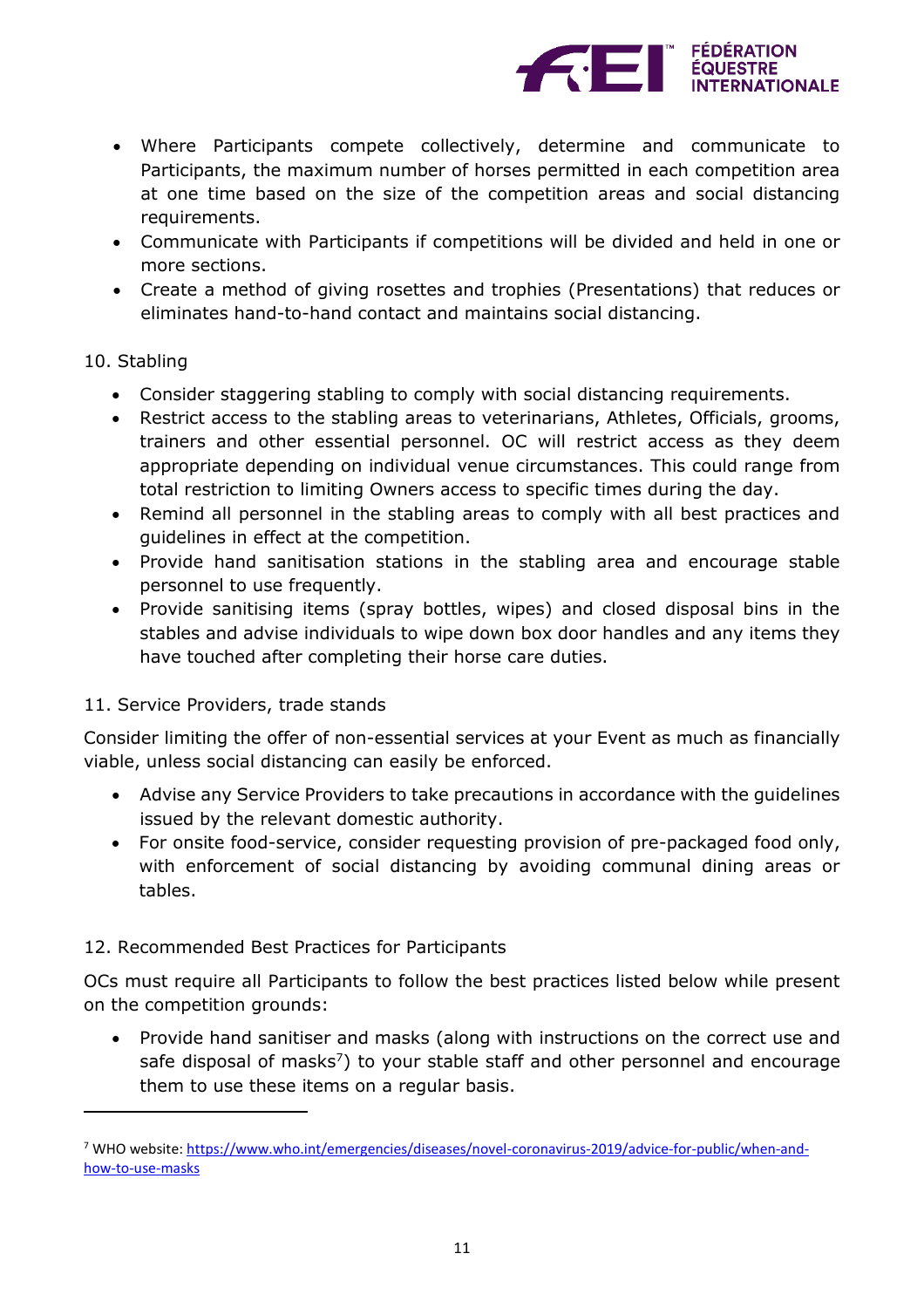- Where Participants compete collectively, determine and communicate to Participants, the maximum number of horses permitted in each competition area at one time based on the size of the competition areas and social distancing requirements.
- Communicate with Participants if competitions will be divided and held in one or more sections.
- Create a method of giving rosettes and trophies (Presentations) that reduces or eliminates hand-to-hand contact and maintains social distancing.

10. Stabling

- Consider staggering stabling to comply with social distancing requirements.
- Restrict access to the stabling areas to veterinarians, Athletes, Officials, grooms, trainers and other essential personnel. OC will restrict access as they deem appropriate depending on individual venue circumstances. This could range from total restriction to limiting Owners access to specific times during the day.
- Remind all personnel in the stabling areas to comply with all best practices and guidelines in effect at the competition.
- Provide hand sanitisation stations in the stabling area and encourage stable personnel to use frequently.
- Provide sanitising items (spray bottles, wipes) and closed disposal bins in the stables and advise individuals to wipe down box door handles and any items they have touched after completing their horse care duties.

11. Service Providers, trade stands

Consider limiting the offer of non-essential services at your Event as much as financially viable, unless social distancing can easily be enforced.

- Advise any Service Providers to take precautions in accordance with the guidelines issued by the relevant domestic authority.
- For onsite food-service, consider requesting provision of pre-packaged food only, with enforcement of social distancing by avoiding communal dining areas or tables.

12. Recommended Best Practices for Participants

OCs must require all Participants to follow the best practices listed below while present on the competition grounds:

- Provide hand sanitiser and masks (along with instructions on the correct use and safe disposal of masks[7]) to your stable staff and other personnel and encourage them to use these items on a regular basis.

---

[7] WHO website: https://www.who.int/emergencies/diseases/novel-coronavirus-2019/advice-for-public/when-and-how-to-use-masks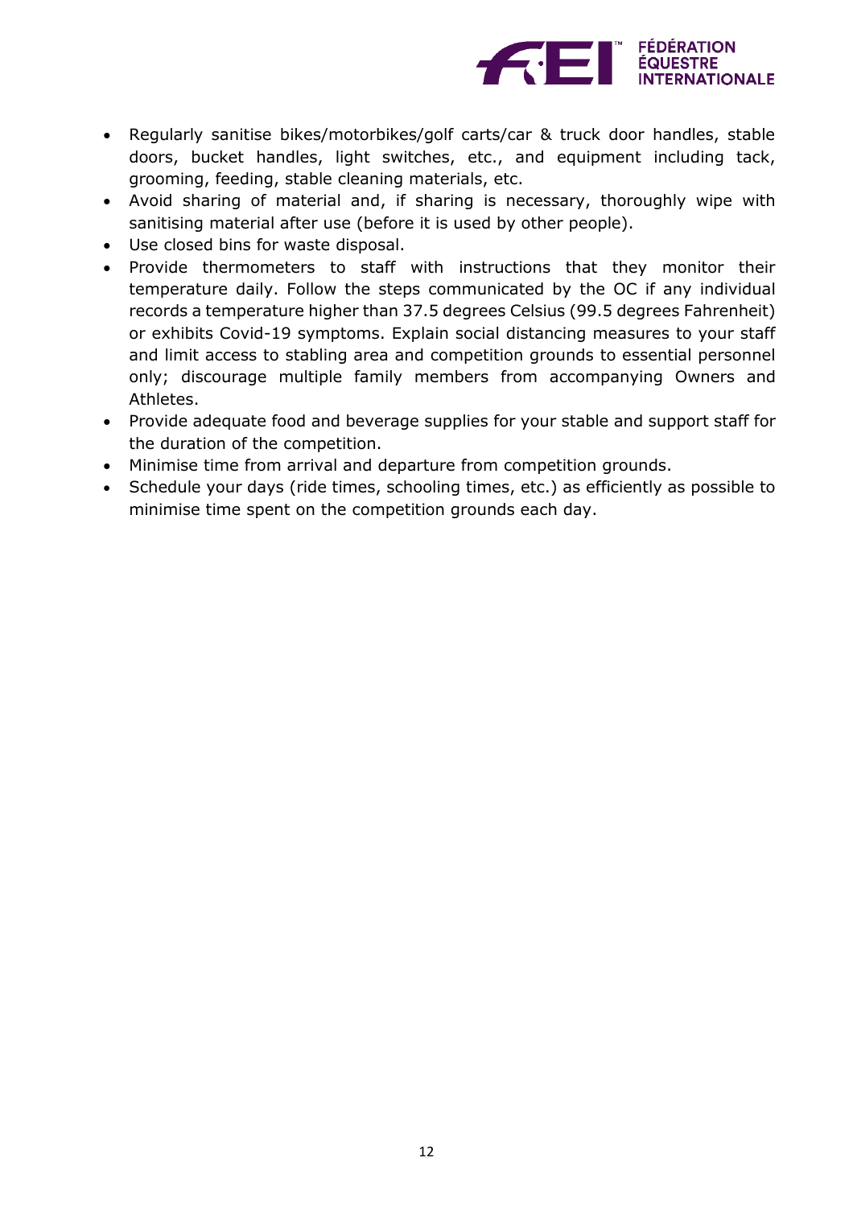- Regularly sanitise bikes/motorbikes/golf carts/car & truck door handles, stable doors, bucket handles, light switches, etc., and equipment including tack, grooming, feeding, stable cleaning materials, etc.
- Avoid sharing of material and, if sharing is necessary, thoroughly wipe with sanitising material after use (before it is used by other people).
- Use closed bins for waste disposal.
- Provide thermometers to staff with instructions that they monitor their temperature daily. Follow the steps communicated by the OC if any individual records a temperature higher than 37.5 degrees Celsius (99.5 degrees Fahrenheit) or exhibits Covid-19 symptoms. Explain social distancing measures to your staff and limit access to stabling area and competition grounds to essential personnel only; discourage multiple family members from accompanying Owners and Athletes.
- Provide adequate food and beverage supplies for your stable and support staff for the duration of the competition.
- Minimise time from arrival and departure from competition grounds.
- Schedule your days (ride times, schooling times, etc.) as efficiently as possible to minimise time spent on the competition grounds each day.